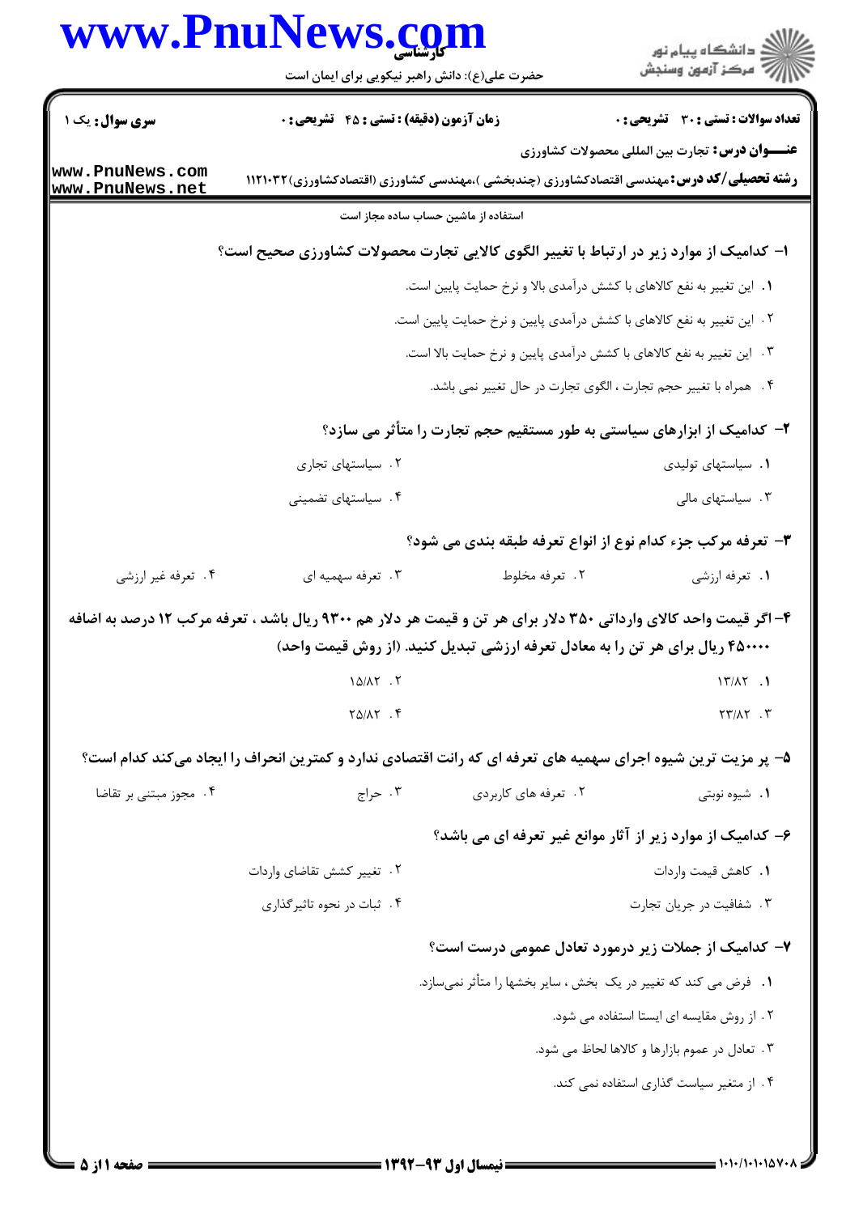**سری سوال:** یک ۱

**زمان آزمون (دقیقه) : تستی : ۴۵ تشریحی : ۰**

**تعداد سوالات : تستی : ۳۰ تشریحی : ۰**

**عنـــوان درس:** تجارت بین المللی محصولات کشاورزی

**رشته تحصیلی/کد درس:** مهندسی اقتصادکشاورزی (چندبخشی )،مهندسی کشاورزی (اقتصادکشاورزی)۱۱۲۱۰۳۲

استفاده از ماشین حساب ساده مجاز است

**۱- کدامیک از موارد زیر در ارتباط با تغییر الگوی کالایی تجارت محصولات کشاورزی صحیح است؟**

۱. این تغییر به نفع کالاهای با کشش درآمدی بالا و نرخ حمایت پایین است.

۲. این تغییر به نفع کالاهای با کشش درآمدی پایین و نرخ حمایت پایین است.

۳. این تغییر به نفع کالاهای با کشش درآمدی پایین و نرخ حمایت بالا است.

۴. همراه با تغییر حجم تجارت ، الگوی تجارت در حال تغییر نمی باشد.

**۲- کدامیک از ابزارهای سیاستی به طور مستقیم حجم تجارت را متأثر می سازد؟**

۱. سیاستهای تولیدی

۲. سیاستهای تجاری

۳. سیاستهای مالی

۴. سیاستهای تضمینی

**۳- تعرفه مرکب جزء کدام نوع از انواع تعرفه طبقه بندی می شود؟**

۱. تعرفه ارزشی

۲. تعرفه مخلوط

۳. تعرفه سهمیه ای

۴. تعرفه غیر ارزشی

**۴- اگر قیمت واحد کالای وارداتی ۳۵۰ دلار برای هر تن و قیمت هر دلار هم ۹۳۰۰ ریال باشد ، تعرفه مرکب ۱۲ درصد به اضافه ۴۵۰۰۰۰ ریال برای هر تن را به معادل تعرفه ارزشی تبدیل کنید. (از روش قیمت واحد)**

۱. ۱۳/۸۲

۲. ۱۵/۸۲

۳. ۲۳/۸۲

۴. ۲۵/۸۲

**۵- پر مزیت ترین شیوه اجرای سهمیه های تعرفه ای که رانت اقتصادی ندارد و کمترین انحراف را ایجاد می‌کند کدام است؟**

۱. شیوه نوبتی

۲. تعرفه های کاربردی

۳. حراج

۴. مجوز مبتنی بر تقاضا

**۶- کدامیک از موارد زیر از آثار موانع غیر تعرفه ای می باشد؟**

۱. کاهش قیمت واردات

۲. تغییر کشش تقاضای واردات

۳. شفافیت در جریان تجارت

۴. ثبات در نحوه تاثیرگذاری

**۷- کدامیک از جملات زیر درمورد تعادل عمومی درست است؟**

۱. فرض می کند که تغییر در یک بخش ، سایر بخشها را متأثر نمی‌سازد.

۲. از روش مقایسه ای ایستا استفاده می شود.

۳. تعادل در عموم بازارها و کالاها لحاظ می شود.

۴. از متغیر سیاست گذاری استفاده نمی کند.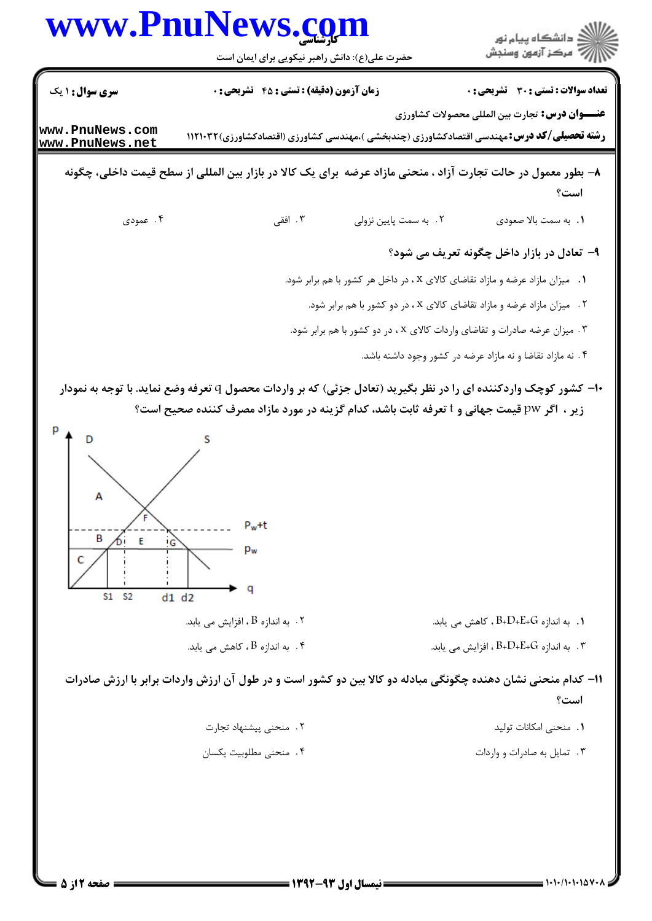**عنـــوان درس:** تجارت بین المللی محصولات کشاورزی

**رشته تحصیلی/کد درس:** مهندسی اقتصادکشاورزی (چندبخشی )،مهندسی کشاورزی (اقتصادکشاورزی)۱۱۲۱۰۳۲

**سری سوال:** ۱ یک | **زمان آزمون (دقیقه) : تستی :** ۴۵ **تشریحی :** ۰ | **تعداد سوالات : تستی :** ۳۰ **تشریحی :** ۰

۸– بطور معمول در حالت تجارت آزاد ، منحنی مازاد عرضه برای یک کالا در بازار بین المللی از سطح قیمت داخلی، چگونه است؟

۱. به سمت بالا صعودی

۲. به سمت پایین نزولی

۳. افقی

۴. عمودی

۹– تعادل در بازار داخل چگونه تعریف می شود؟

۱. میزان مازاد عرضه و مازاد تقاضای کالای x ، در داخل هر کشور با هم برابر شود.

۲. میزان مازاد عرضه و مازاد تقاضای کالای x ، در دو کشور با هم برابر شود.

۳. میزان عرضه صادرات و تقاضای واردات کالای x ، در دو کشور با هم برابر شود.

۴. نه مازاد تقاضا و نه مازاد عرضه در کشور وجود داشته باشد.

۱۰– کشور کوچک واردکننده ای را در نظر بگیرید (تعادل جزئی) که بر واردات محصول q تعرفه وضع نماید. با توجه به نمودار زیر ، اگر pw قیمت جهانی و t تعرفه ثابت باشد، کدام گزینه در مورد مازاد مصرف کننده صحیح است؟

۱. به اندازه B+D+E+G ، کاهش می یابد.

۲. به اندازه B ، افزایش می یابد.

۳. به اندازه B+D+E+G ، افزایش می یابد.

۴. به اندازه B ، کاهش می یابد.

۱۱– کدام منحنی نشان دهنده چگونگی مبادله دو کالا بین دو کشور است و در طول آن ارزش واردات برابر با ارزش صادرات است؟

۱. منحنی امکانات تولید

۲. منحنی پیشنهاد تجارت

۳. تمایل به صادرات و واردات

۴. منحنی مطلوبیت یکسان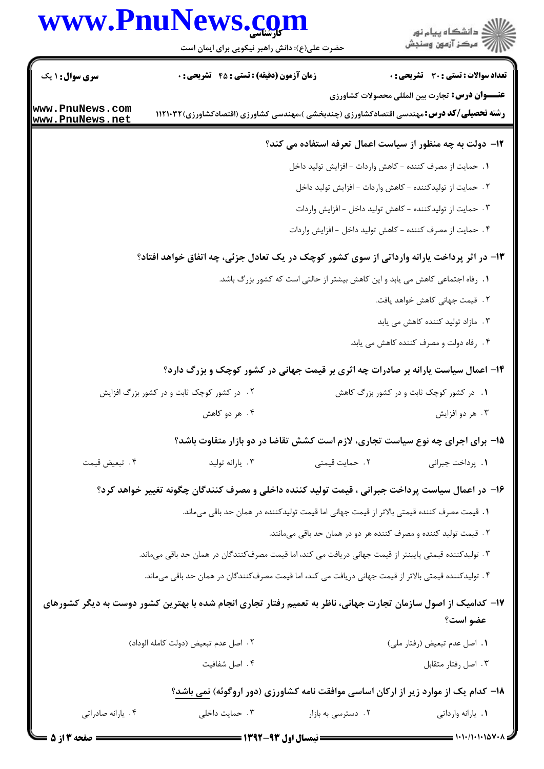**سری سوال:** ۱ یک | **زمان آزمون (دقیقه) : تستی : ۴۵ تشریحی : ۰** | **تعداد سوالات : تستی : ۳۰ تشریحی : ۰**

**عنـــوان درس:** تجارت بین المللی محصولات کشاورزی

**رشته تحصیلی/کد درس:** مهندسی اقتصادکشاورزی (چندبخشی )،مهندسی کشاورزی (اقتصادکشاورزی)۱۱۲۱۰۳۲

**۱۲- دولت به چه منظور از سیاست اعمال تعرفه استفاده می کند؟**

۱. حمایت از مصرف کننده - کاهش واردات - افزایش تولید داخل

۲. حمایت از تولیدکننده - کاهش واردات - افزایش تولید داخل

۳. حمایت از تولیدکننده - کاهش تولید داخل - افزایش واردات

۴. حمایت از مصرف کننده - کاهش تولید داخل - افزایش واردات

**۱۳- در اثر پرداخت یارانه وارداتی از سوی کشور کوچک در یک تعادل جزئی، چه اتفاق خواهد افتاد؟**

۱. رفاه اجتماعی کاهش می یابد و این کاهش بیشتر از حالتی است که کشور بزرگ باشد.

۲. قیمت جهانی کاهش خواهد یافت.

۳. مازاد تولید کننده کاهش می یابد

۴. رفاه دولت و مصرف کننده کاهش می یابد.

**۱۴- اعمال سیاست یارانه بر صادرات چه اثری بر قیمت جهانی در کشور کوچک و بزرگ دارد؟**

۱. در کشور کوچک ثابت و در کشور بزرگ کاهش

۲. در کشور کوچک ثابت و در کشور بزرگ افزایش

۳. هر دو افزایش

۴. هر دو کاهش

**۱۵- برای اجرای چه نوع سیاست تجاری، لازم است کشش تقاضا در دو بازار متفاوت باشد؟**

۱. پرداخت جبرانی

۲. حمایت قیمتی

۳. یارانه تولید

۴. تبعیض قیمت

**۱۶- در اعمال سیاست پرداخت جبرانی ، قیمت تولید کننده داخلی و مصرف کنندگان چگونه تغییر خواهد کرد؟**

۱. قیمت مصرف کننده قیمتی بالاتر از قیمت جهانی اما قیمت تولیدکننده در همان حد باقی می‌ماند.

۲. قیمت تولید کننده و مصرف کننده هر دو در همان حد باقی می‌مانند.

۳. تولیدکننده قیمتی پایینتر از قیمت جهانی دریافت می کند، اما قیمت مصرف‌کنندگان در همان حد باقی می‌ماند.

۴. تولیدکننده قیمتی بالاتر از قیمت جهانی دریافت می کند، اما قیمت مصرف‌کنندگان در همان حد باقی می‌ماند.

**۱۷- کدامیک از اصول سازمان تجارت جهانی، ناظر به تعمیم رفتار تجاری انجام شده با بهترین کشور دوست به دیگر کشورهای عضو است؟**

۱. اصل عدم تبعیض (رفتار ملی)

۲. اصل عدم تبعیض (دولت کامله الوداد)

۳. اصل رفتار متقابل

۴. اصل شفافیت

**۱۸- کدام یک از موارد زیر از ارکان اساسی موافقت نامه کشاورزی (دور اروگوئه) نمی باشد؟**

۱. یارانه وارداتی

۲. دسترسی به بازار

۳. حمایت داخلی

۴. یارانه صادراتی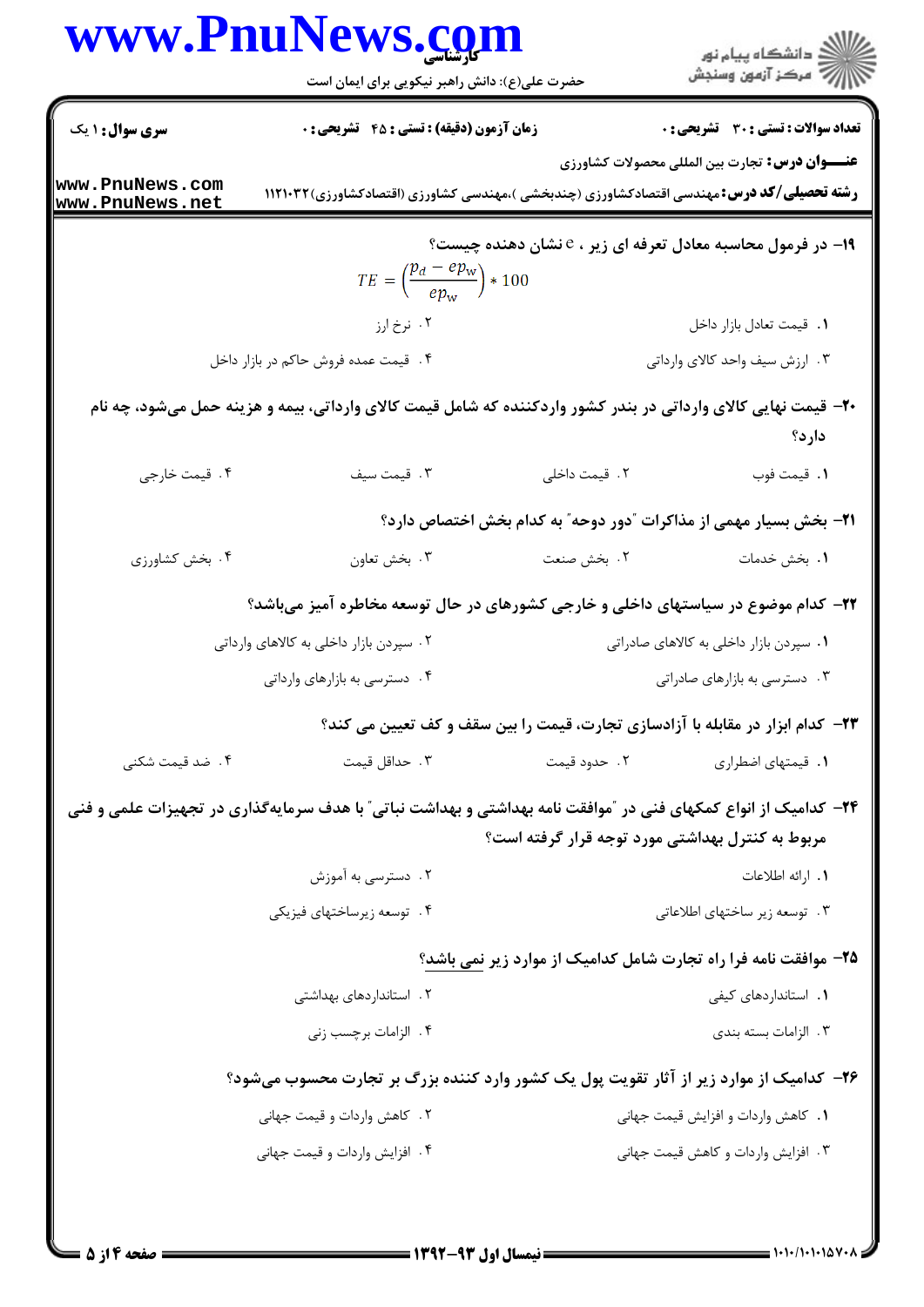**تعداد سوالات : تستی : ۳۰ تشریحی : ۰** | **زمان آزمون (دقیقه) : تستی : ۴۵ تشریحی : ۰** | **سری سوال : ۱ یک**

**عنـــوان درس:** تجارت بین المللی محصولات کشاورزی

**رشته تحصیلی/کد درس:** مهندسی اقتصادکشاورزی (چندبخشی )،مهندسی کشاورزی (اقتصادکشاورزی)۱۱۲۱۰۳۲

---

**۱۹- در فرمول محاسبه معادل تعرفه ای زیر ، e نشان دهنده چیست؟**

$$TE = \left(\frac{p_d - ep_w}{ep_w}\right) * 100$$

۱. قیمت تعادل بازار داخل

۲. نرخ ارز

۳. ارزش سیف واحد کالای وارداتی

۴. قیمت عمده فروش حاکم در بازار داخل

**۲۰- قیمت نهایی کالای وارداتی در بندر کشور واردکننده که شامل قیمت کالای وارداتی، بیمه و هزینه حمل می‌شود، چه نام دارد؟**

۱. قیمت فوب

۲. قیمت داخلی

۳. قیمت سیف

۴. قیمت خارجی

**۲۱- بخش بسیار مهمی از مذاکرات "دور دوحه" به کدام بخش اختصاص دارد؟**

۱. بخش خدمات

۲. بخش صنعت

۳. بخش تعاون

۴. بخش کشاورزی

**۲۲- کدام موضوع در سیاستهای داخلی و خارجی کشورهای در حال توسعه مخاطره آمیز می‌باشد؟**

۱. سپردن بازار داخلی به کالاهای صادراتی

۲. سپردن بازار داخلی به کالاهای وارداتی

۳. دسترسی به بازارهای صادراتی

۴. دسترسی به بازارهای وارداتی

**۲۳- کدام ابزار در مقابله با آزادسازی تجارت، قیمت را بین سقف و کف تعیین می کند؟**

۱. قیمتهای اضطراری

۲. حدود قیمت

۳. حداقل قیمت

۴. ضد قیمت شکنی

**۲۴- کدامیک از انواع کمکهای فنی در "موافقت نامه بهداشتی و بهداشت نباتی" با هدف سرمایه‌گذاری در تجهیزات علمی و فنی مربوط به کنترل بهداشتی مورد توجه قرار گرفته است؟**

۱. ارائه اطلاعات

۲. دسترسی به آموزش

۳. توسعه زیر ساختهای اطلاعاتی

۴. توسعه زیرساختهای فیزیکی

**۲۵- موافقت نامه فرا راه تجارت شامل کدامیک از موارد زیر نمی باشد؟**

۱. استانداردهای کیفی

۲. استانداردهای بهداشتی

۳. الزامات بسته بندی

۴. الزامات برچسب زنی

**۲۶- کدامیک از موارد زیر از آثار تقویت پول یک کشور وارد کننده بزرگ بر تجارت محسوب می‌شود؟**

۱. کاهش واردات و افزایش قیمت جهانی

۲. کاهش واردات و قیمت جهانی

۳. افزایش واردات و کاهش قیمت جهانی

۴. افزایش واردات و قیمت جهانی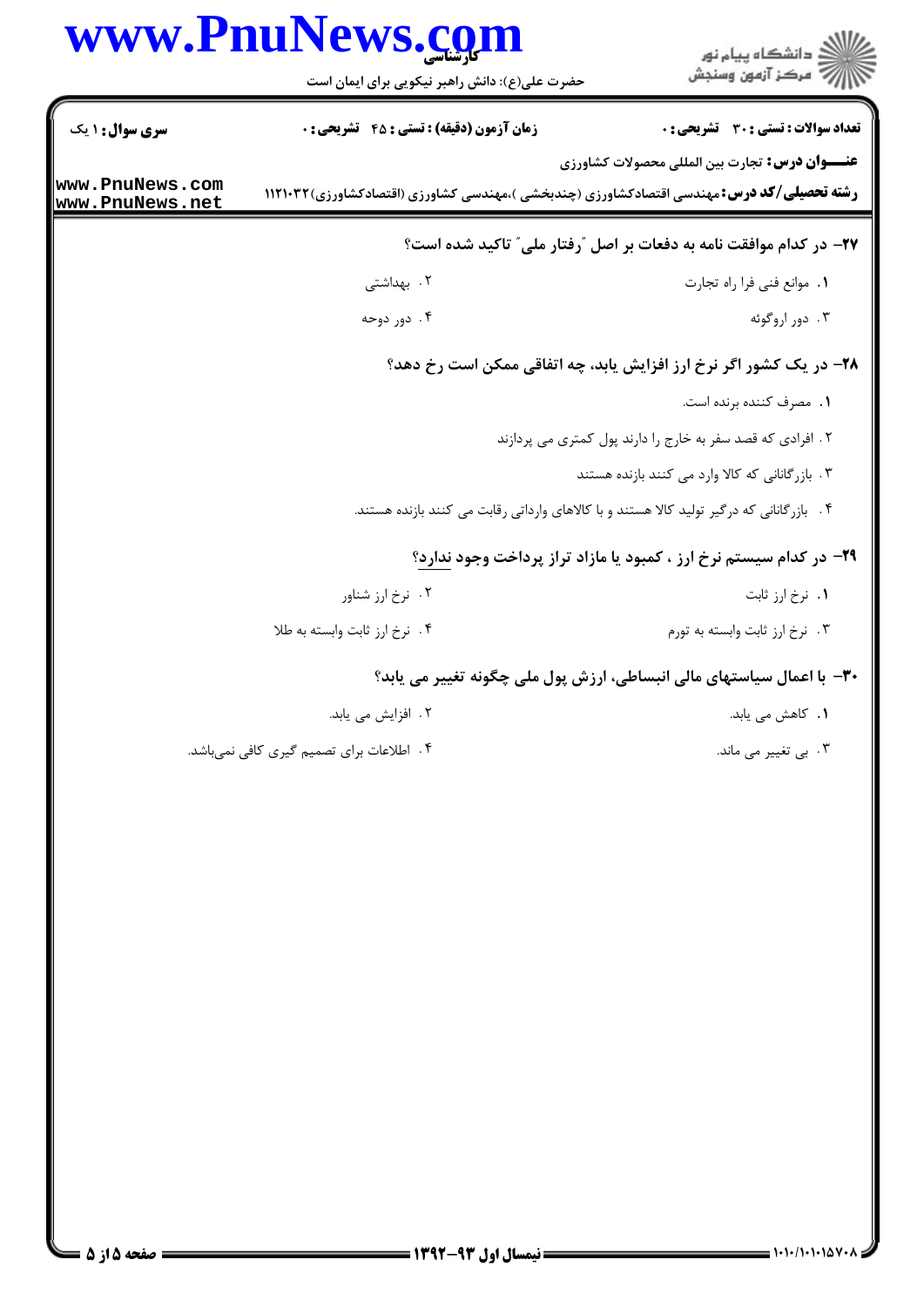۲۷- در کدام موافقت نامه به دفعات بر اصل "رفتار ملی" تاکید شده است؟

۱. موانع فنی فرا راه تجارت

۲. بهداشتی

۳. دور اروگوئه

۴. دور دوحه

۲۸- در یک کشور اگر نرخ ارز افزایش یابد، چه اتفاقی ممکن است رخ دهد؟

۱. مصرف کننده برنده است.

۲. افرادی که قصد سفر به خارج را دارند پول کمتری می پردازند

۳. بازرگانانی که کالا وارد می کنند بازنده هستند

۴. بازرگانانی که درگیر تولید کالا هستند و با کالاهای وارداتی رقابت می کنند بازنده هستند.

۲۹- در کدام سیستم نرخ ارز ، کمبود یا مازاد تراز پرداخت وجود ندارد؟

۱. نرخ ارز ثابت

۲. نرخ ارز شناور

۳. نرخ ارز ثابت وابسته به تورم

۴. نرخ ارز ثابت وابسته به طلا

۳۰- با اعمال سیاستهای مالی انبساطی، ارزش پول ملی چگونه تغییر می یابد؟

۱. کاهش می یابد.

۲. افزایش می یابد.

۳. بی تغییر می ماند.

۴. اطلاعات برای تصمیم گیری کافی نمی‌باشد.